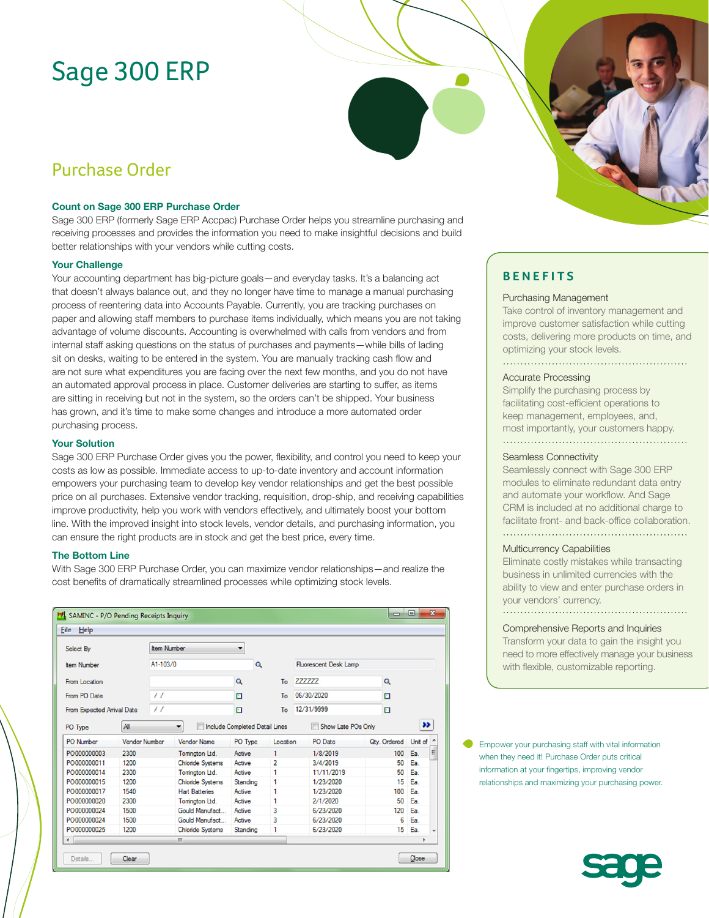# Sage 300 ERP

## Purchase Order

### Count on Sage 300 ERP Purchase Order

Sage 300 ERP (formerly Sage ERP Accpac) Purchase Order helps you streamline purchasing and receiving processes and provides the information you need to make insightful decisions and build better relationships with your vendors while cutting costs.

### Your Challenge

Your accounting department has big-picture goals—and everyday tasks. It's a balancing act that doesn't always balance out, and they no longer have time to manage a manual purchasing process of reentering data into Accounts Payable. Currently, you are tracking purchases on paper and allowing staff members to purchase items individually, which means you are not taking advantage of volume discounts. Accounting is overwhelmed with calls from vendors and from internal staff asking questions on the status of purchases and payments—while bills of lading sit on desks, waiting to be entered in the system. You are manually tracking cash flow and are not sure what expenditures you are facing over the next few months, and you do not have an automated approval process in place. Customer deliveries are starting to suffer, as items are sitting in receiving but not in the system, so the orders can't be shipped. Your business has grown, and it's time to make some changes and introduce a more automated order purchasing process.

### Your Solution

Sage 300 ERP Purchase Order gives you the power, flexibility, and control you need to keep your costs as low as possible. Immediate access to up-to-date inventory and account information empowers your purchasing team to develop key vendor relationships and get the best possible price on all purchases. Extensive vendor tracking, requisition, drop-ship, and receiving capabilities improve productivity, help you work with vendors effectively, and ultimately boost your bottom line. With the improved insight into stock levels, vendor details, and purchasing information, you can ensure the right products are in stock and get the best price, every time.

### The Bottom Line

With Sage 300 ERP Purchase Order, you can maximize vendor relationships—and realize the cost benefits of dramatically streamlined processes while optimizing stock levels.

SAMINC - P/O Pending Receipts Inquiry

File Help

Select By: Item Number
Item Number: A1-103/0 — Fluorescent Desk Lamp
From Location: To ZZZZZZ
From PO Date: / / To 06/30/2020
From Expected Arrival Date: / / To 12/31/9999
PO Type: All — Include Completed Detail Lines — Show Late POs Only

| PO Number | Vendor Number | Vendor Name | PO Type | Location | PO Date | Qty. Ordered | Unit of |
|---|---|---|---|---|---|---|---|
| PO000000003 | 2300 | Torrington Ltd. | Active | 1 | 1/8/2019 | 100 | Ea. |
| PO000000011 | 1200 | Chloride Systems | Active | 2 | 3/4/2019 | 50 | Ea. |
| PO000000014 | 2300 | Torrington Ltd. | Active | 1 | 11/11/2019 | 50 | Ea. |
| PO000000015 | 1200 | Chloride Systems | Standing | 1 | 1/23/2020 | 15 | Ea. |
| PO000000017 | 1540 | Hart Batteries | Active | 1 | 1/23/2020 | 100 | Ea. |
| PO000000020 | 2300 | Torrington Ltd. | Active | 1 | 2/1/2020 | 50 | Ea. |
| PO000000024 | 1500 | Gould Manufact... | Active | 3 | 6/23/2020 | 120 | Ea. |
| PO000000024 | 1500 | Gould Manufact... | Active | 3 | 6/23/2020 | 6 | Ea. |
| PO000000025 | 1200 | Chloride Systems | Standing | 1 | 6/23/2020 | 15 | Ea. |

Details... Clear Close

## BENEFITS

**Purchasing Management**
Take control of inventory management and improve customer satisfaction while cutting costs, delivering more products on time, and optimizing your stock levels.

**Accurate Processing**
Simplify the purchasing process by facilitating cost-efficient operations to keep management, employees, and, most importantly, your customers happy.

**Seamless Connectivity**
Seamlessly connect with Sage 300 ERP modules to eliminate redundant data entry and automate your workflow. And Sage CRM is included at no additional charge to facilitate front- and back-office collaboration.

**Multicurrency Capabilities**
Eliminate costly mistakes while transacting business in unlimited currencies with the ability to view and enter purchase orders in your vendors' currency.

**Comprehensive Reports and Inquiries**
Transform your data to gain the insight you need to more effectively manage your business with flexible, customizable reporting.

Empower your purchasing staff with vital information when they need it! Purchase Order puts critical information at your fingertips, improving vendor relationships and maximizing your purchasing power.

sage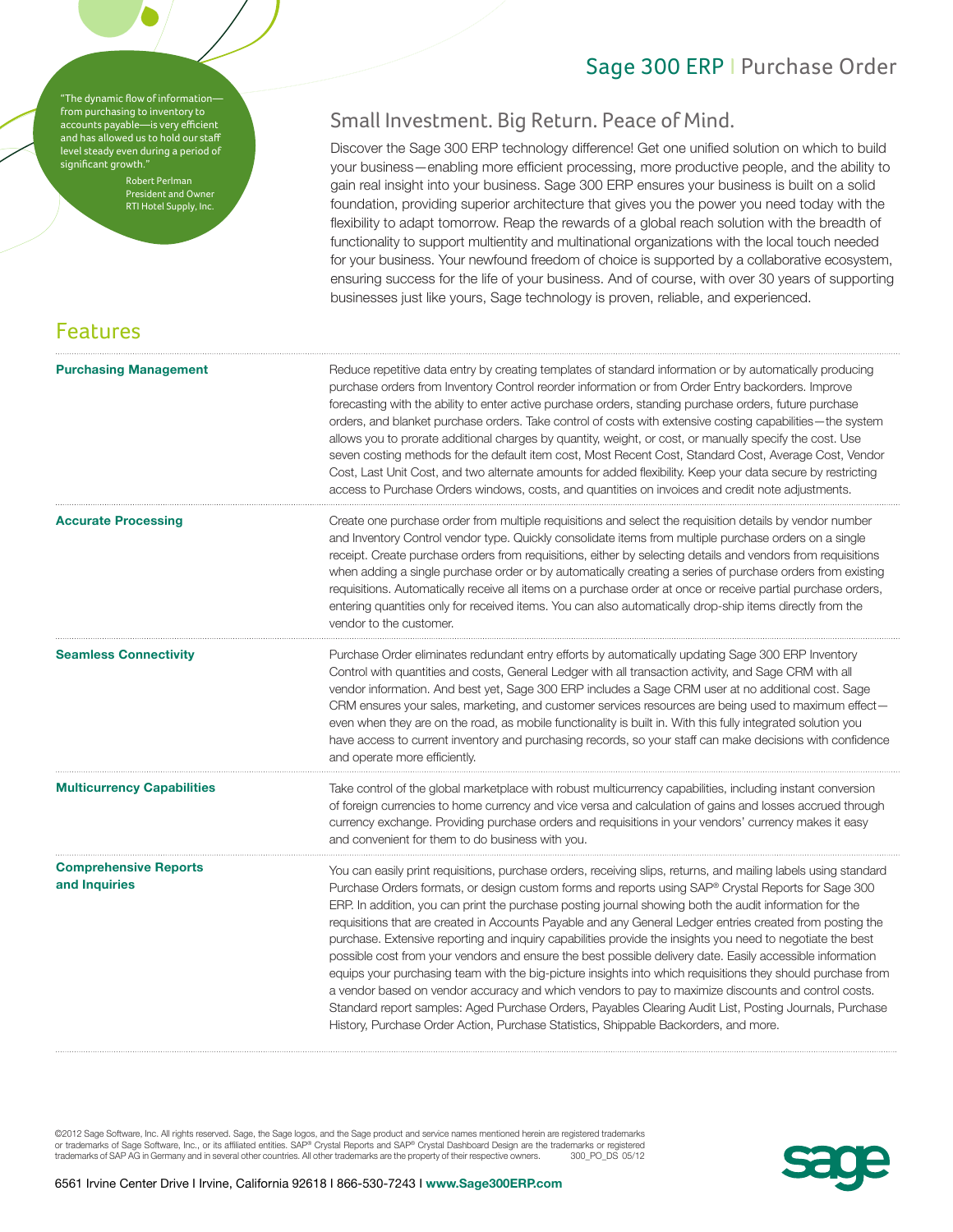# Sage 300 ERP | Purchase Order

"The dynamic flow of information—from purchasing to inventory to accounts payable—is very efficient and has allowed us to hold our staff level steady even during a period of significant growth."

Robert Perlman
President and Owner
RTI Hotel Supply, Inc.

## Small Investment. Big Return. Peace of Mind.

Discover the Sage 300 ERP technology difference! Get one unified solution on which to build your business—enabling more efficient processing, more productive people, and the ability to gain real insight into your business. Sage 300 ERP ensures your business is built on a solid foundation, providing superior architecture that gives you the power you need today with the flexibility to adapt tomorrow. Reap the rewards of a global reach solution with the breadth of functionality to support multientity and multinational organizations with the local touch needed for your business. Your newfound freedom of choice is supported by a collaborative ecosystem, ensuring success for the life of your business. And of course, with over 30 years of supporting businesses just like yours, Sage technology is proven, reliable, and experienced.

## Features

**Purchasing Management**

Reduce repetitive data entry by creating templates of standard information or by automatically producing purchase orders from Inventory Control reorder information or from Order Entry backorders. Improve forecasting with the ability to enter active purchase orders, standing purchase orders, future purchase orders, and blanket purchase orders. Take control of costs with extensive costing capabilities—the system allows you to prorate additional charges by quantity, weight, or cost, or manually specify the cost. Use seven costing methods for the default item cost, Most Recent Cost, Standard Cost, Average Cost, Vendor Cost, Last Unit Cost, and two alternate amounts for added flexibility. Keep your data secure by restricting access to Purchase Orders windows, costs, and quantities on invoices and credit note adjustments.

**Accurate Processing**

Create one purchase order from multiple requisitions and select the requisition details by vendor number and Inventory Control vendor type. Quickly consolidate items from multiple purchase orders on a single receipt. Create purchase orders from requisitions, either by selecting details and vendors from requisitions when adding a single purchase order or by automatically creating a series of purchase orders from existing requisitions. Automatically receive all items on a purchase order at once or receive partial purchase orders, entering quantities only for received items. You can also automatically drop-ship items directly from the vendor to the customer.

**Seamless Connectivity**

Purchase Order eliminates redundant entry efforts by automatically updating Sage 300 ERP Inventory Control with quantities and costs, General Ledger with all transaction activity, and Sage CRM with all vendor information. And best yet, Sage 300 ERP includes a Sage CRM user at no additional cost. Sage CRM ensures your sales, marketing, and customer services resources are being used to maximum effect—even when they are on the road, as mobile functionality is built in. With this fully integrated solution you have access to current inventory and purchasing records, so your staff can make decisions with confidence and operate more efficiently.

**Multicurrency Capabilities**

Take control of the global marketplace with robust multicurrency capabilities, including instant conversion of foreign currencies to home currency and vice versa and calculation of gains and losses accrued through currency exchange. Providing purchase orders and requisitions in your vendors' currency makes it easy and convenient for them to do business with you.

**Comprehensive Reports and Inquiries**

You can easily print requisitions, purchase orders, receiving slips, returns, and mailing labels using standard Purchase Orders formats, or design custom forms and reports using SAP® Crystal Reports for Sage 300 ERP. In addition, you can print the purchase posting journal showing both the audit information for the requisitions that are created in Accounts Payable and any General Ledger entries created from posting the purchase. Extensive reporting and inquiry capabilities provide the insights you need to negotiate the best possible cost from your vendors and ensure the best possible delivery date. Easily accessible information equips your purchasing team with the big-picture insights into which requisitions they should purchase from a vendor based on vendor accuracy and which vendors to pay to maximize discounts and control costs. Standard report samples: Aged Purchase Orders, Payables Clearing Audit List, Posting Journals, Purchase History, Purchase Order Action, Purchase Statistics, Shippable Backorders, and more.

©2012 Sage Software, Inc. All rights reserved. Sage, the Sage logos, and the Sage product and service names mentioned herein are registered trademarks or trademarks of Sage Software, Inc., or its affiliated entities. SAP® Crystal Reports and SAP® Crystal Dashboard Design are the trademarks or registered trademarks of SAP AG in Germany and in several other countries. All other trademarks are the property of their respective owners. 300_PO_DS 05/12

6561 Irvine Center Drive I Irvine, California 92618 I 866-530-7243 I **www.Sage300ERP.com**